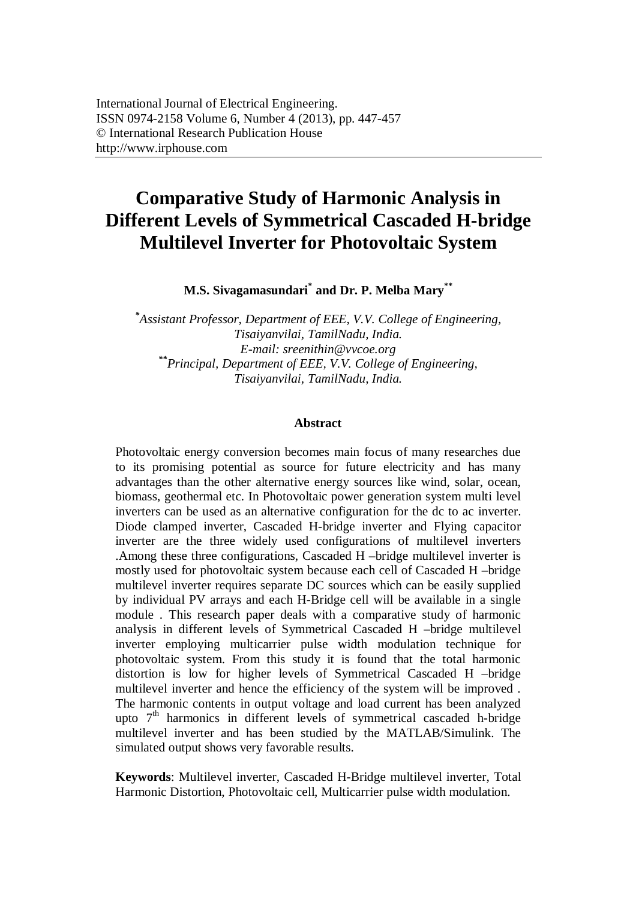International Journal of Electrical Engineering.
ISSN 0974-2158 Volume 6, Number 4 (2013), pp. 447-457
© International Research Publication House
http://www.irphouse.com

# Comparative Study of Harmonic Analysis in Different Levels of Symmetrical Cascaded H-bridge Multilevel Inverter for Photovoltaic System

**M.S. Sivagamasundari[*] and Dr. P. Melba Mary[**]**

*[*]Assistant Professor, Department of EEE, V.V. College of Engineering, Tisaiyanvilai, TamilNadu, India.*
*E-mail: sreenithin@vvcoe.org*
*[**]Principal, Department of EEE, V.V. College of Engineering, Tisaiyanvilai, TamilNadu, India.*

## Abstract

Photovoltaic energy conversion becomes main focus of many researches due to its promising potential as source for future electricity and has many advantages than the other alternative energy sources like wind, solar, ocean, biomass, geothermal etc. In Photovoltaic power generation system multi level inverters can be used as an alternative configuration for the dc to ac inverter. Diode clamped inverter, Cascaded H-bridge inverter and Flying capacitor inverter are the three widely used configurations of multilevel inverters .Among these three configurations, Cascaded H –bridge multilevel inverter is mostly used for photovoltaic system because each cell of Cascaded H –bridge multilevel inverter requires separate DC sources which can be easily supplied by individual PV arrays and each H-Bridge cell will be available in a single module . This research paper deals with a comparative study of harmonic analysis in different levels of Symmetrical Cascaded H –bridge multilevel inverter employing multicarrier pulse width modulation technique for photovoltaic system. From this study it is found that the total harmonic distortion is low for higher levels of Symmetrical Cascaded H –bridge multilevel inverter and hence the efficiency of the system will be improved . The harmonic contents in output voltage and load current has been analyzed upto $7^{th}$ harmonics in different levels of symmetrical cascaded h-bridge multilevel inverter and has been studied by the MATLAB/Simulink. The simulated output shows very favorable results.

**Keywords**: Multilevel inverter, Cascaded H-Bridge multilevel inverter, Total Harmonic Distortion, Photovoltaic cell, Multicarrier pulse width modulation.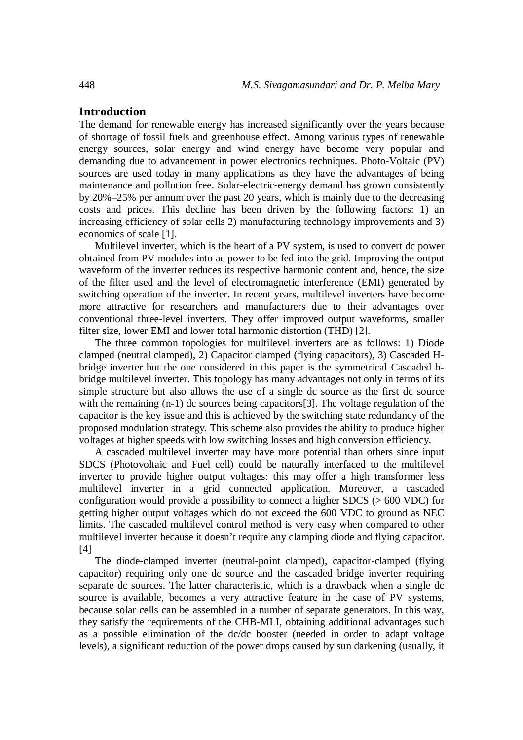## Introduction

The demand for renewable energy has increased significantly over the years because of shortage of fossil fuels and greenhouse effect. Among various types of renewable energy sources, solar energy and wind energy have become very popular and demanding due to advancement in power electronics techniques. Photo-Voltaic (PV) sources are used today in many applications as they have the advantages of being maintenance and pollution free. Solar-electric-energy demand has grown consistently by 20%–25% per annum over the past 20 years, which is mainly due to the decreasing costs and prices. This decline has been driven by the following factors: 1) an increasing efficiency of solar cells 2) manufacturing technology improvements and 3) economics of scale [1].

Multilevel inverter, which is the heart of a PV system, is used to convert dc power obtained from PV modules into ac power to be fed into the grid. Improving the output waveform of the inverter reduces its respective harmonic content and, hence, the size of the filter used and the level of electromagnetic interference (EMI) generated by switching operation of the inverter. In recent years, multilevel inverters have become more attractive for researchers and manufacturers due to their advantages over conventional three-level inverters. They offer improved output waveforms, smaller filter size, lower EMI and lower total harmonic distortion (THD) [2].

The three common topologies for multilevel inverters are as follows: 1) Diode clamped (neutral clamped), 2) Capacitor clamped (flying capacitors), 3) Cascaded H-bridge inverter but the one considered in this paper is the symmetrical Cascaded h-bridge multilevel inverter. This topology has many advantages not only in terms of its simple structure but also allows the use of a single dc source as the first dc source with the remaining (n-1) dc sources being capacitors[3]. The voltage regulation of the capacitor is the key issue and this is achieved by the switching state redundancy of the proposed modulation strategy. This scheme also provides the ability to produce higher voltages at higher speeds with low switching losses and high conversion efficiency.

A cascaded multilevel inverter may have more potential than others since input SDCS (Photovoltaic and Fuel cell) could be naturally interfaced to the multilevel inverter to provide higher output voltages: this may offer a high transformer less multilevel inverter in a grid connected application. Moreover, a cascaded configuration would provide a possibility to connect a higher SDCS (> 600 VDC) for getting higher output voltages which do not exceed the 600 VDC to ground as NEC limits. The cascaded multilevel control method is very easy when compared to other multilevel inverter because it doesn't require any clamping diode and flying capacitor. [4]

The diode-clamped inverter (neutral-point clamped), capacitor-clamped (flying capacitor) requiring only one dc source and the cascaded bridge inverter requiring separate dc sources. The latter characteristic, which is a drawback when a single dc source is available, becomes a very attractive feature in the case of PV systems, because solar cells can be assembled in a number of separate generators. In this way, they satisfy the requirements of the CHB-MLI, obtaining additional advantages such as a possible elimination of the dc/dc booster (needed in order to adapt voltage levels), a significant reduction of the power drops caused by sun darkening (usually, it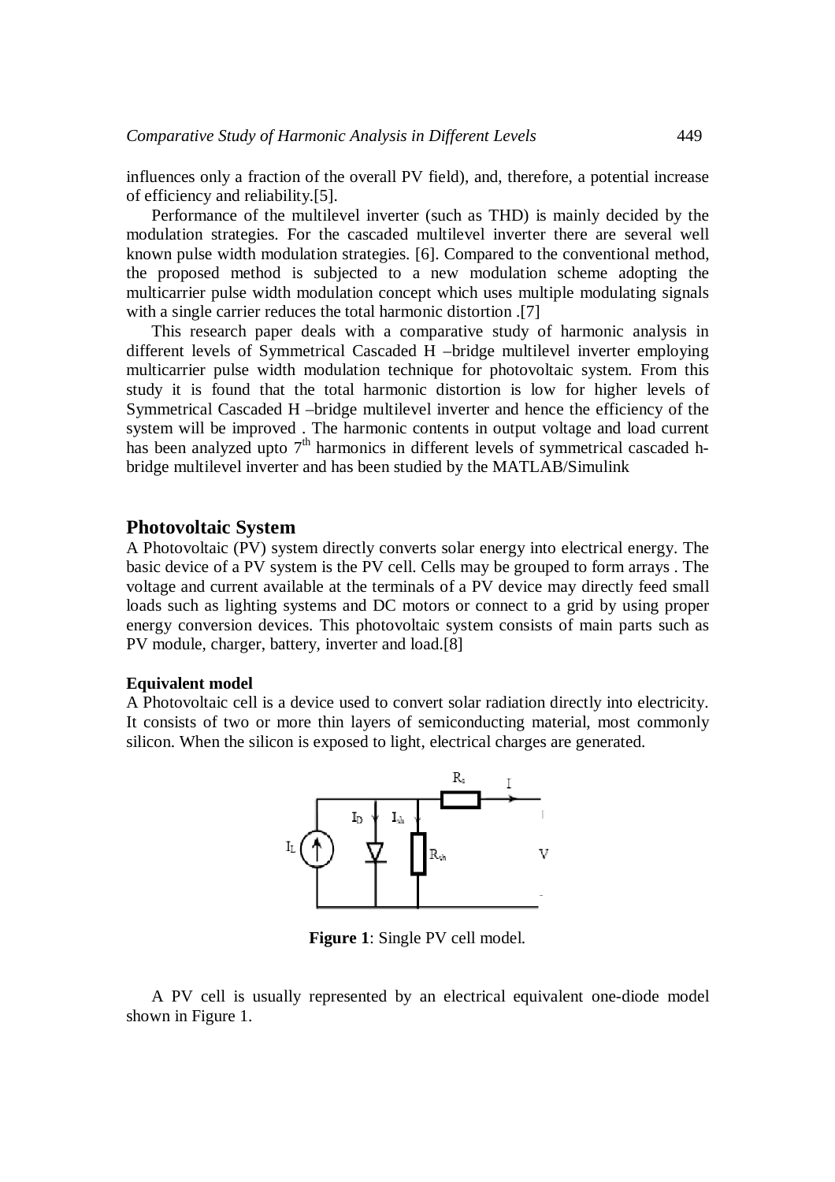influences only a fraction of the overall PV field), and, therefore, a potential increase of efficiency and reliability.[5].

Performance of the multilevel inverter (such as THD) is mainly decided by the modulation strategies. For the cascaded multilevel inverter there are several well known pulse width modulation strategies. [6]. Compared to the conventional method, the proposed method is subjected to a new modulation scheme adopting the multicarrier pulse width modulation concept which uses multiple modulating signals with a single carrier reduces the total harmonic distortion .[7]

This research paper deals with a comparative study of harmonic analysis in different levels of Symmetrical Cascaded H –bridge multilevel inverter employing multicarrier pulse width modulation technique for photovoltaic system. From this study it is found that the total harmonic distortion is low for higher levels of Symmetrical Cascaded H –bridge multilevel inverter and hence the efficiency of the system will be improved . The harmonic contents in output voltage and load current has been analyzed upto $7^{th}$ harmonics in different levels of symmetrical cascaded h-bridge multilevel inverter and has been studied by the MATLAB/Simulink

## Photovoltaic System

A Photovoltaic (PV) system directly converts solar energy into electrical energy. The basic device of a PV system is the PV cell. Cells may be grouped to form arrays . The voltage and current available at the terminals of a PV device may directly feed small loads such as lighting systems and DC motors or connect to a grid by using proper energy conversion devices. This photovoltaic system consists of main parts such as PV module, charger, battery, inverter and load.[8]

### Equivalent model

A Photovoltaic cell is a device used to convert solar radiation directly into electricity. It consists of two or more thin layers of semiconducting material, most commonly silicon. When the silicon is exposed to light, electrical charges are generated.

**Figure 1**: Single PV cell model.

A PV cell is usually represented by an electrical equivalent one-diode model shown in Figure 1.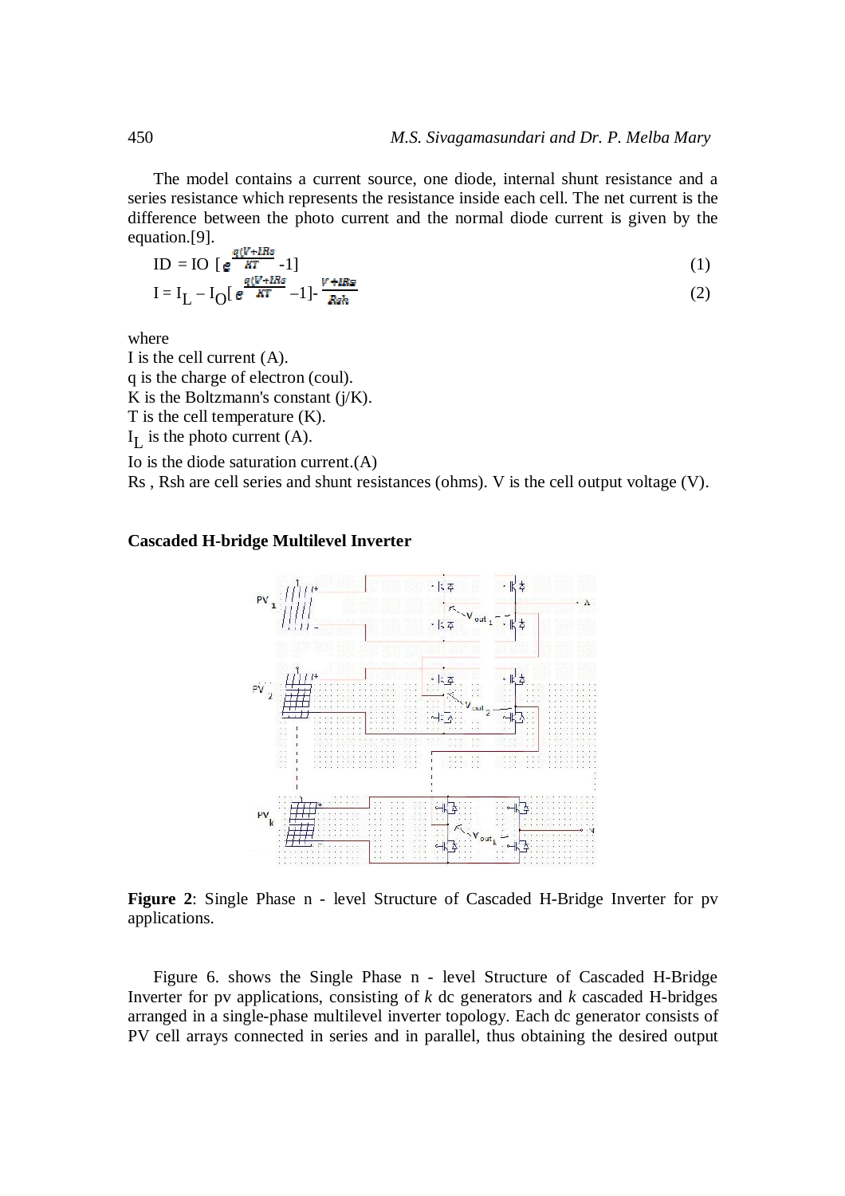The model contains a current source, one diode, internal shunt resistance and a series resistance which represents the resistance inside each cell. The net current is the difference between the photo current and the normal diode current is given by the equation.[9].

$$ID = IO\ [e^{\frac{q(V+IRs)}{KT}} - 1] \tag{1}$$

$$I = I_L - I_O[e^{\frac{q(V+IRs)}{KT}} - 1] - \frac{V+IRs}{Rsh} \tag{2}$$

where

I is the cell current (A).

q is the charge of electron (coul).

K is the Boltzmann's constant (j/K).

T is the cell temperature (K).

$I_L$ is the photo current (A).

Io is the diode saturation current.(A)

Rs , Rsh are cell series and shunt resistances (ohms). V is the cell output voltage (V).

### Cascaded H-bridge Multilevel Inverter

**Figure 2**: Single Phase n - level Structure of Cascaded H-Bridge Inverter for pv applications.

Figure 6. shows the Single Phase n - level Structure of Cascaded H-Bridge Inverter for pv applications, consisting of *k* dc generators and *k* cascaded H-bridges arranged in a single-phase multilevel inverter topology. Each dc generator consists of PV cell arrays connected in series and in parallel, thus obtaining the desired output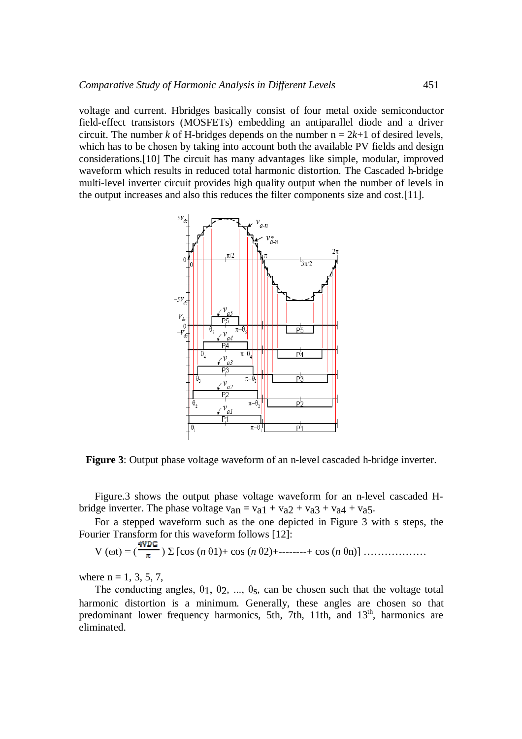voltage and current. Hbridges basically consist of four metal oxide semiconductor field-effect transistors (MOSFETs) embedding an antiparallel diode and a driver circuit. The number $k$ of H-bridges depends on the number $n = 2k+1$ of desired levels, which has to be chosen by taking into account both the available PV fields and design considerations.[10] The circuit has many advantages like simple, modular, improved waveform which results in reduced total harmonic distortion. The Cascaded h-bridge multi-level inverter circuit provides high quality output when the number of levels in the output increases and also this reduces the filter components size and cost.[11].

**Figure 3**: Output phase voltage waveform of an n-level cascaded h-bridge inverter.

Figure.3 shows the output phase voltage waveform for an n-level cascaded H-bridge inverter. The phase voltage $v_{an} = v_{a1} + v_{a2} + v_{a3} + v_{a4} + v_{a5}$.

For a stepped waveform such as the one depicted in Figure 3 with s steps, the Fourier Transform for this waveform follows [12]:

$$V(\omega t) = \left(\frac{4VDC}{\pi}\right) \Sigma \left[\cos(n\,\theta 1) + \cos(n\,\theta 2) + \text{--------} + \cos(n\,\theta n)\right] \ldots\ldots\ldots\ldots\ldots\ldots$$

where n = 1, 3, 5, 7,

The conducting angles, $\theta_1$, $\theta_2$, ..., $\theta_s$, can be chosen such that the voltage total harmonic distortion is a minimum. Generally, these angles are chosen so that predominant lower frequency harmonics, 5th, 7th, 11th, and 13$^{th}$, harmonics are eliminated.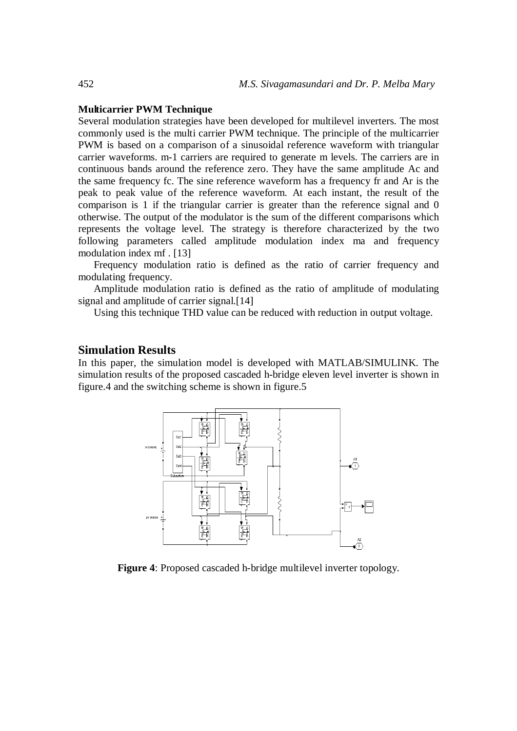**Multicarrier PWM Technique**

Several modulation strategies have been developed for multilevel inverters. The most commonly used is the multi carrier PWM technique. The principle of the multicarrier PWM is based on a comparison of a sinusoidal reference waveform with triangular carrier waveforms. m-1 carriers are required to generate m levels. The carriers are in continuous bands around the reference zero. They have the same amplitude Ac and the same frequency fc. The sine reference waveform has a frequency fr and Ar is the peak to peak value of the reference waveform. At each instant, the result of the comparison is 1 if the triangular carrier is greater than the reference signal and 0 otherwise. The output of the modulator is the sum of the different comparisons which represents the voltage level. The strategy is therefore characterized by the two following parameters called amplitude modulation index ma and frequency modulation index mf . [13]

Frequency modulation ratio is defined as the ratio of carrier frequency and modulating frequency.

Amplitude modulation ratio is defined as the ratio of amplitude of modulating signal and amplitude of carrier signal.[14]

Using this technique THD value can be reduced with reduction in output voltage.

## Simulation Results

In this paper, the simulation model is developed with MATLAB/SIMULINK. The simulation results of the proposed cascaded h-bridge eleven level inverter is shown in figure.4 and the switching scheme is shown in figure.5

**Figure 4**: Proposed cascaded h-bridge multilevel inverter topology.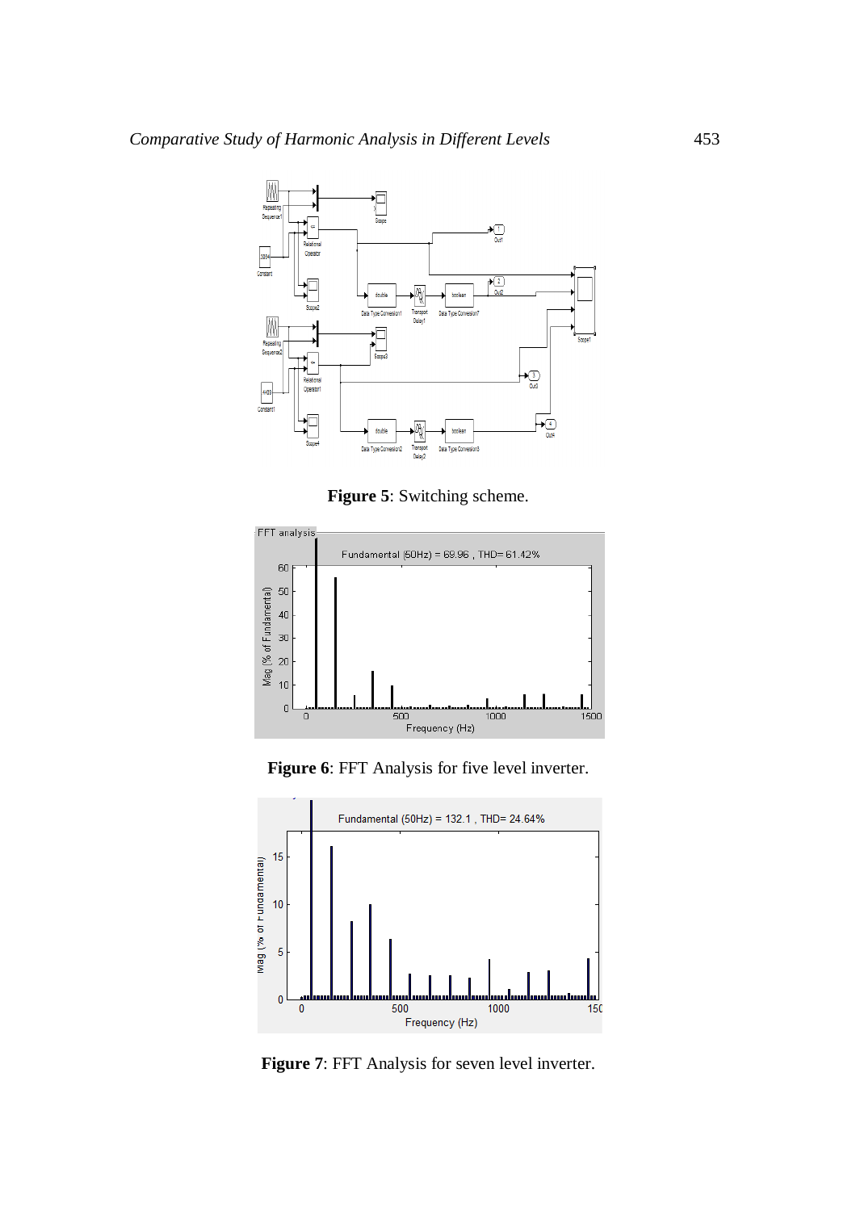**Figure 5**: Switching scheme.

**Figure 6**: FFT Analysis for five level inverter.

**Figure 7**: FFT Analysis for seven level inverter.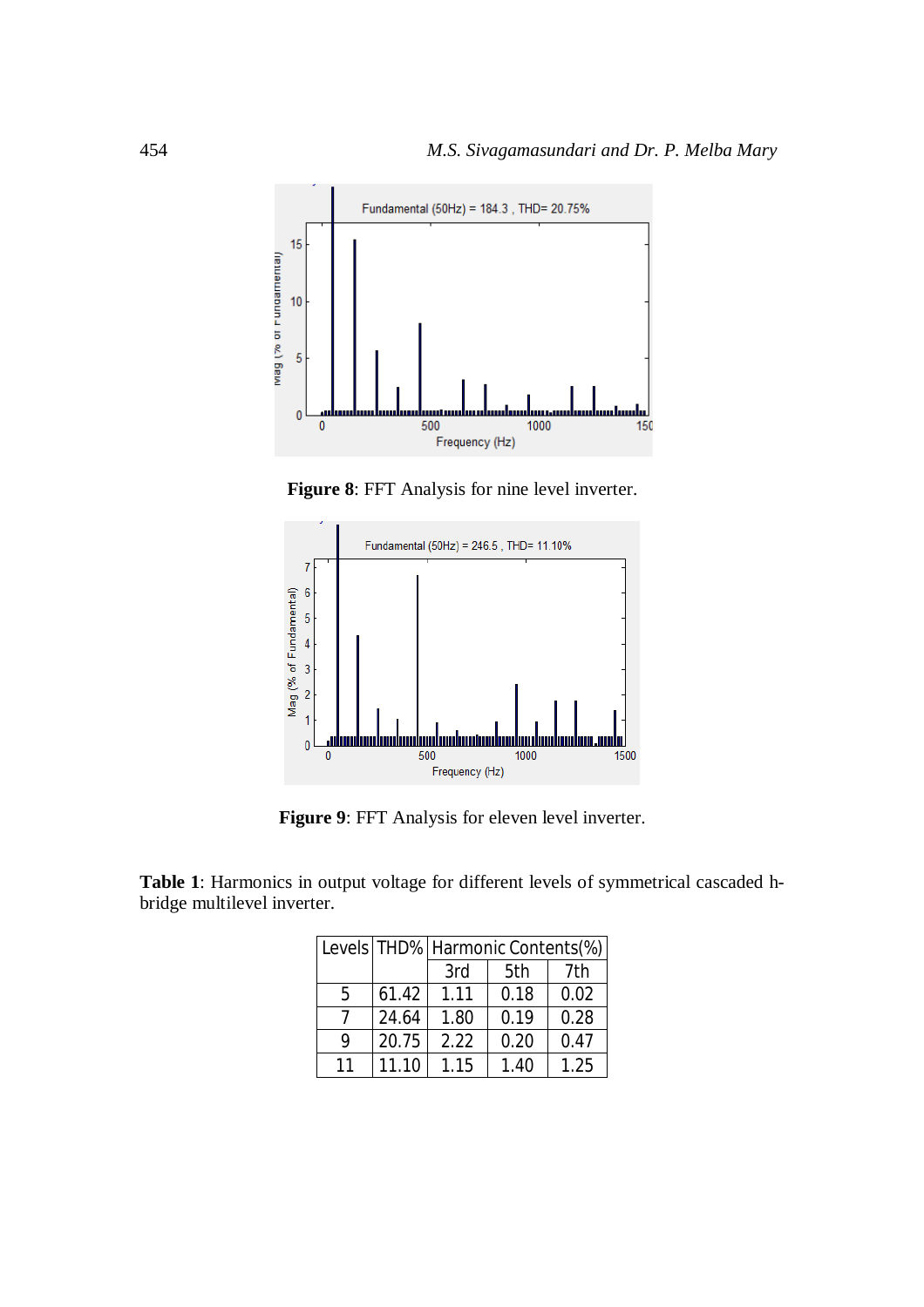**Figure 8**: FFT Analysis for nine level inverter.

**Figure 9**: FFT Analysis for eleven level inverter.

**Table 1**: Harmonics in output voltage for different levels of symmetrical cascaded h-bridge multilevel inverter.

| Levels | THD% | Harmonic Contents(%) | | |
|---|---|---|---|---|
| | | 3rd | 5th | 7th |
| 5 | 61.42 | 1.11 | 0.18 | 0.02 |
| 7 | 24.64 | 1.80 | 0.19 | 0.28 |
| 9 | 20.75 | 2.22 | 0.20 | 0.47 |
| 11 | 11.10 | 1.15 | 1.40 | 1.25 |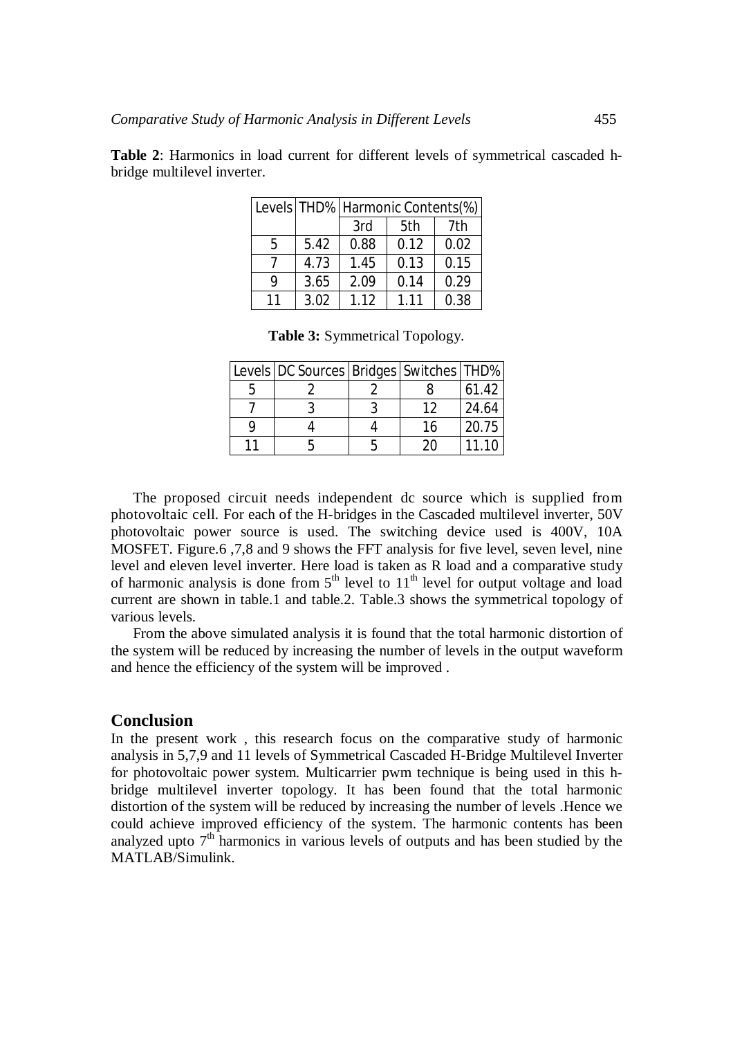**Table 2**: Harmonics in load current for different levels of symmetrical cascaded h-bridge multilevel inverter.

| Levels | THD% | Harmonic Contents(%) | | |
|---|---|---|---|---|
| | | 3rd | 5th | 7th |
| 5 | 5.42 | 0.88 | 0.12 | 0.02 |
| 7 | 4.73 | 1.45 | 0.13 | 0.15 |
| 9 | 3.65 | 2.09 | 0.14 | 0.29 |
| 11 | 3.02 | 1.12 | 1.11 | 0.38 |

**Table 3:** Symmetrical Topology.

| Levels | DC Sources | Bridges | Switches | THD% |
|---|---|---|---|---|
| 5 | 2 | 2 | 8 | 61.42 |
| 7 | 3 | 3 | 12 | 24.64 |
| 9 | 4 | 4 | 16 | 20.75 |
| 11 | 5 | 5 | 20 | 11.10 |

The proposed circuit needs independent dc source which is supplied from photovoltaic cell. For each of the H-bridges in the Cascaded multilevel inverter, 50V photovoltaic power source is used. The switching device used is 400V, 10A MOSFET. Figure.6 ,7,8 and 9 shows the FFT analysis for five level, seven level, nine level and eleven level inverter. Here load is taken as R load and a comparative study of harmonic analysis is done from 5th level to 11th level for output voltage and load current are shown in table.1 and table.2. Table.3 shows the symmetrical topology of various levels.

From the above simulated analysis it is found that the total harmonic distortion of the system will be reduced by increasing the number of levels in the output waveform and hence the efficiency of the system will be improved .

## Conclusion

In the present work , this research focus on the comparative study of harmonic analysis in 5,7,9 and 11 levels of Symmetrical Cascaded H-Bridge Multilevel Inverter for photovoltaic power system. Multicarrier pwm technique is being used in this h-bridge multilevel inverter topology. It has been found that the total harmonic distortion of the system will be reduced by increasing the number of levels .Hence we could achieve improved efficiency of the system. The harmonic contents has been analyzed upto 7th harmonics in various levels of outputs and has been studied by the MATLAB/Simulink.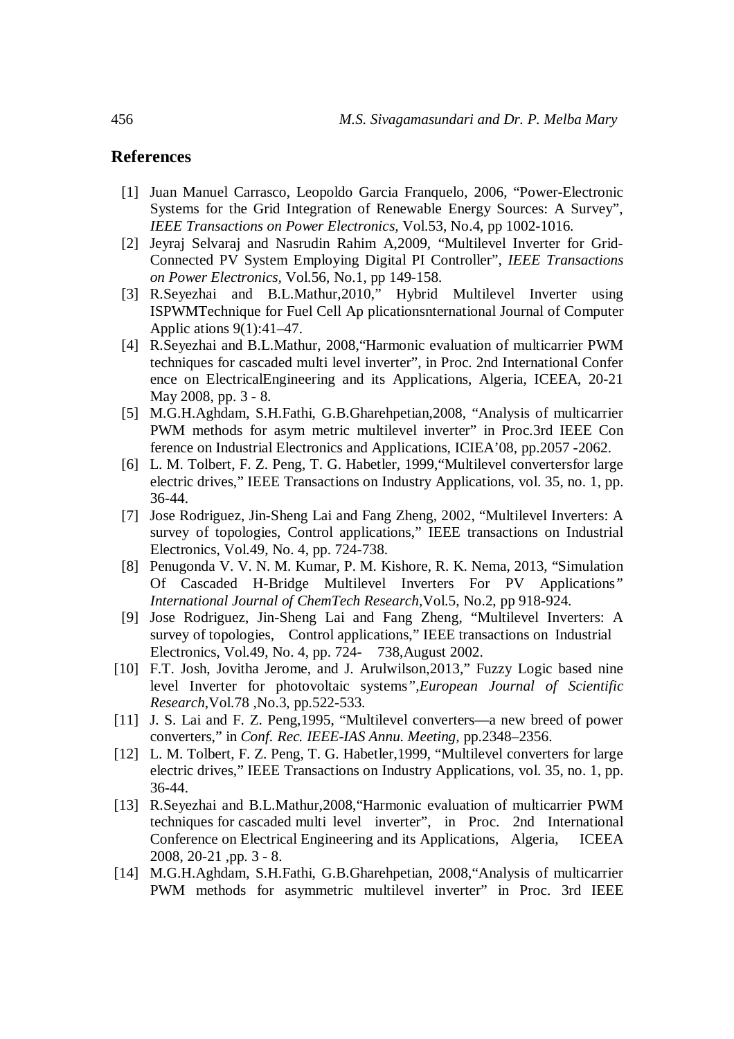## References

[1] Juan Manuel Carrasco, Leopoldo Garcia Franquelo, 2006, "Power-Electronic Systems for the Grid Integration of Renewable Energy Sources: A Survey", *IEEE Transactions on Power Electronics*, Vol.53, No.4, pp 1002-1016.

[2] Jeyraj Selvaraj and Nasrudin Rahim A,2009, "Multilevel Inverter for Grid-Connected PV System Employing Digital PI Controller", *IEEE Transactions on Power Electronics*, Vol.56, No.1, pp 149-158.

[3] R.Seyezhai and B.L.Mathur,2010," Hybrid Multilevel Inverter using ISPWMTechnique for Fuel Cell Ap plicationsnternational Journal of Computer Applic ations 9(1):41–47.

[4] R.Seyezhai and B.L.Mathur, 2008,"Harmonic evaluation of multicarrier PWM techniques for cascaded multi level inverter", in Proc. 2nd International Confer ence on ElectricalEngineering and its Applications, Algeria, ICEEA, 20-21 May 2008, pp. 3 - 8.

[5] M.G.H.Aghdam, S.H.Fathi, G.B.Gharehpetian,2008, "Analysis of multicarrier PWM methods for asym metric multilevel inverter" in Proc.3rd IEEE Con ference on Industrial Electronics and Applications, ICIEA'08, pp.2057 -2062.

[6] L. M. Tolbert, F. Z. Peng, T. G. Habetler, 1999,"Multilevel convertersfor large electric drives," IEEE Transactions on Industry Applications, vol. 35, no. 1, pp. 36-44.

[7] Jose Rodriguez, Jin-Sheng Lai and Fang Zheng, 2002, "Multilevel Inverters: A survey of topologies, Control applications," IEEE transactions on Industrial Electronics, Vol.49, No. 4, pp. 724-738.

[8] Penugonda V. V. N. M. Kumar, P. M. Kishore, R. K. Nema, 2013, "Simulation Of Cascaded H-Bridge Multilevel Inverters For PV Applications" *International Journal of ChemTech Research*,Vol.5, No.2, pp 918-924.

[9] Jose Rodriguez, Jin-Sheng Lai and Fang Zheng, "Multilevel Inverters: A survey of topologies, Control applications," IEEE transactions on Industrial Electronics, Vol.49, No. 4, pp. 724- 738,August 2002.

[10] F.T. Josh, Jovitha Jerome, and J. Arulwilson,2013," Fuzzy Logic based nine level Inverter for photovoltaic systems",*European Journal of Scientific Research*,Vol.78 ,No.3, pp.522-533.

[11] J. S. Lai and F. Z. Peng,1995, "Multilevel converters—a new breed of power converters," in *Conf. Rec. IEEE-IAS Annu. Meeting*, pp.2348–2356.

[12] L. M. Tolbert, F. Z. Peng, T. G. Habetler,1999, "Multilevel converters for large electric drives," IEEE Transactions on Industry Applications, vol. 35, no. 1, pp. 36-44.

[13] R.Seyezhai and B.L.Mathur,2008,"Harmonic evaluation of multicarrier PWM techniques for cascaded multi level inverter", in Proc. 2nd International Conference on Electrical Engineering and its Applications, Algeria, ICEEA 2008, 20-21 ,pp. 3 - 8.

[14] M.G.H.Aghdam, S.H.Fathi, G.B.Gharehpetian, 2008,"Analysis of multicarrier PWM methods for asymmetric multilevel inverter" in Proc. 3rd IEEE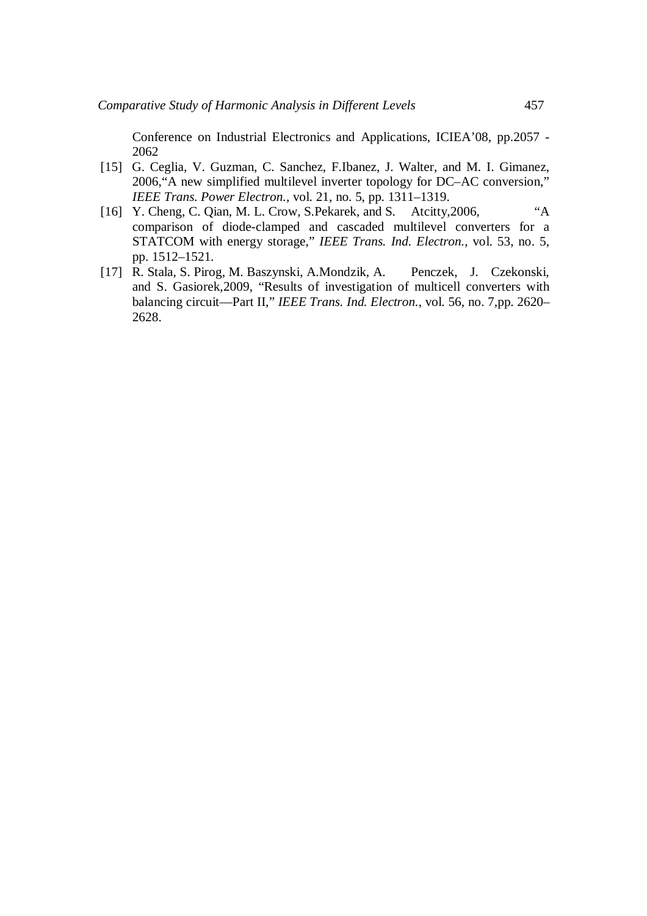Conference on Industrial Electronics and Applications, ICIEA'08, pp.2057 - 2062

[15] G. Ceglia, V. Guzman, C. Sanchez, F.Ibanez, J. Walter, and M. I. Gimanez, 2006,"A new simplified multilevel inverter topology for DC–AC conversion," *IEEE Trans. Power Electron.*, vol. 21, no. 5, pp. 1311–1319.

[16] Y. Cheng, C. Qian, M. L. Crow, S.Pekarek, and S. Atcitty,2006, "A comparison of diode-clamped and cascaded multilevel converters for a STATCOM with energy storage," *IEEE Trans. Ind. Electron.*, vol. 53, no. 5, pp. 1512–1521.

[17] R. Stala, S. Pirog, M. Baszynski, A.Mondzik, A. Penczek, J. Czekonski, and S. Gasiorek,2009, "Results of investigation of multicell converters with balancing circuit—Part II," *IEEE Trans. Ind. Electron.*, vol. 56, no. 7,pp. 2620–2628.